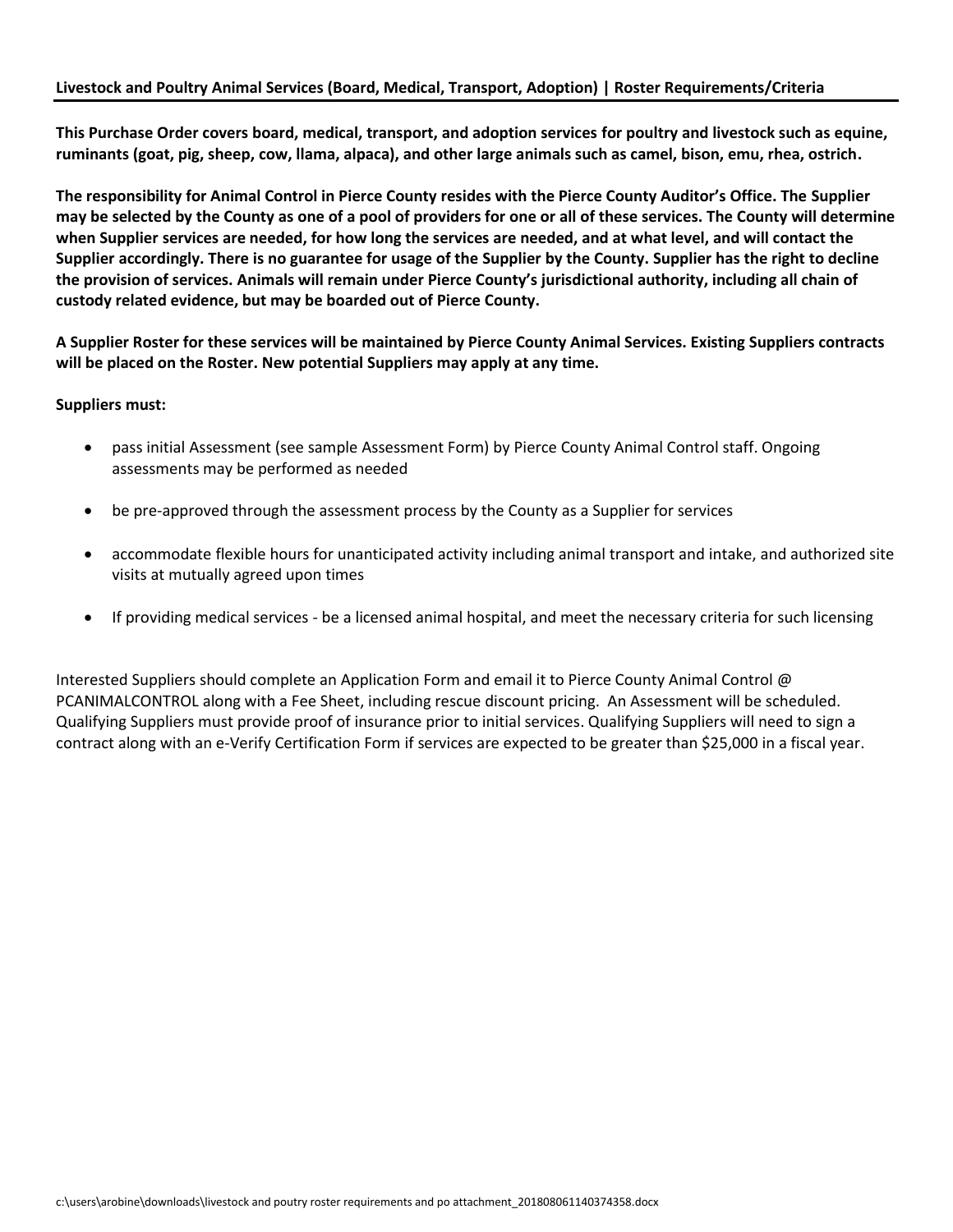## Livestock and Poultry Animal Services (Board, Medical, Transport, Adoption) | Roster Requirements/Criteria

**This Purchase Order covers board, medical, transport, and adoption services for poultry and livestock such as equine, ruminants (goat, pig, sheep, cow, llama, alpaca), and other large animals such as camel, bison, emu, rhea, ostrich.**

**The responsibility for Animal Control in Pierce County resides with the Pierce County Auditor's Office. The Supplier may be selected by the County as one of a pool of providers for one or all of these services. The County will determine when Supplier services are needed, for how long the services are needed, and at what level, and will contact the Supplier accordingly. There is no guarantee for usage of the Supplier by the County. Supplier has the right to decline the provision of services. Animals will remain under Pierce County's jurisdictional authority, including all chain of custody related evidence, but may be boarded out of Pierce County.**

**A Supplier Roster for these services will be maintained by Pierce County Animal Services. Existing Suppliers contracts will be placed on the Roster. New potential Suppliers may apply at any time.**

**Suppliers must:**

- pass initial Assessment (see sample Assessment Form) by Pierce County Animal Control staff. Ongoing assessments may be performed as needed
- be pre-approved through the assessment process by the County as a Supplier for services
- accommodate flexible hours for unanticipated activity including animal transport and intake, and authorized site visits at mutually agreed upon times
- If providing medical services - be a licensed animal hospital, and meet the necessary criteria for such licensing

Interested Suppliers should complete an Application Form and email it to Pierce County Animal Control @ PCANIMALCONTROL along with a Fee Sheet, including rescue discount pricing. An Assessment will be scheduled. Qualifying Suppliers must provide proof of insurance prior to initial services. Qualifying Suppliers will need to sign a contract along with an e-Verify Certification Form if services are expected to be greater than $25,000 in a fiscal year.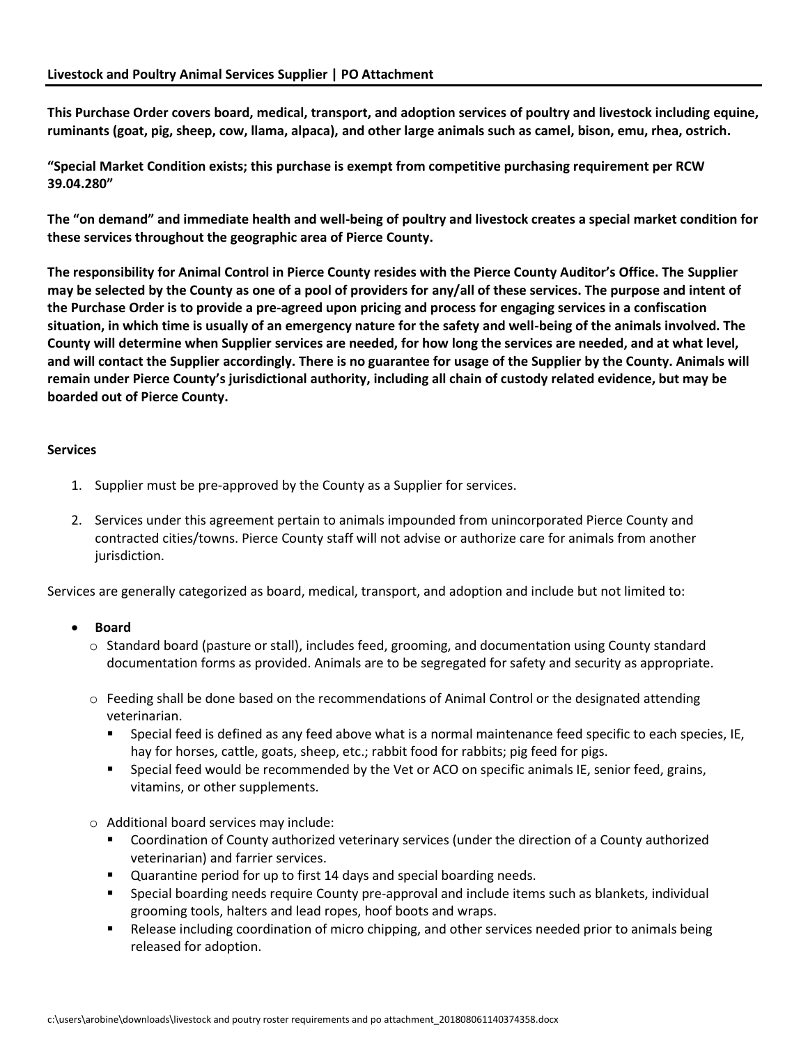**Livestock and Poultry Animal Services Supplier | PO Attachment**

**This Purchase Order covers board, medical, transport, and adoption services of poultry and livestock including equine, ruminants (goat, pig, sheep, cow, llama, alpaca), and other large animals such as camel, bison, emu, rhea, ostrich.**

**"Special Market Condition exists; this purchase is exempt from competitive purchasing requirement per RCW 39.04.280"**

**The "on demand" and immediate health and well-being of poultry and livestock creates a special market condition for these services throughout the geographic area of Pierce County.**

**The responsibility for Animal Control in Pierce County resides with the Pierce County Auditor's Office. The Supplier may be selected by the County as one of a pool of providers for any/all of these services. The purpose and intent of the Purchase Order is to provide a pre-agreed upon pricing and process for engaging services in a confiscation situation, in which time is usually of an emergency nature for the safety and well-being of the animals involved. The County will determine when Supplier services are needed, for how long the services are needed, and at what level, and will contact the Supplier accordingly. There is no guarantee for usage of the Supplier by the County. Animals will remain under Pierce County's jurisdictional authority, including all chain of custody related evidence, but may be boarded out of Pierce County.**

**Services**

1. Supplier must be pre-approved by the County as a Supplier for services.
2. Services under this agreement pertain to animals impounded from unincorporated Pierce County and contracted cities/towns. Pierce County staff will not advise or authorize care for animals from another jurisdiction.

Services are generally categorized as board, medical, transport, and adoption and include but not limited to:

- **Board**
  - Standard board (pasture or stall), includes feed, grooming, and documentation using County standard documentation forms as provided. Animals are to be segregated for safety and security as appropriate.
  - Feeding shall be done based on the recommendations of Animal Control or the designated attending veterinarian.
    - Special feed is defined as any feed above what is a normal maintenance feed specific to each species, IE, hay for horses, cattle, goats, sheep, etc.; rabbit food for rabbits; pig feed for pigs.
    - Special feed would be recommended by the Vet or ACO on specific animals IE, senior feed, grains, vitamins, or other supplements.
  - Additional board services may include:
    - Coordination of County authorized veterinary services (under the direction of a County authorized veterinarian) and farrier services.
    - Quarantine period for up to first 14 days and special boarding needs.
    - Special boarding needs require County pre-approval and include items such as blankets, individual grooming tools, halters and lead ropes, hoof boots and wraps.
    - Release including coordination of micro chipping, and other services needed prior to animals being released for adoption.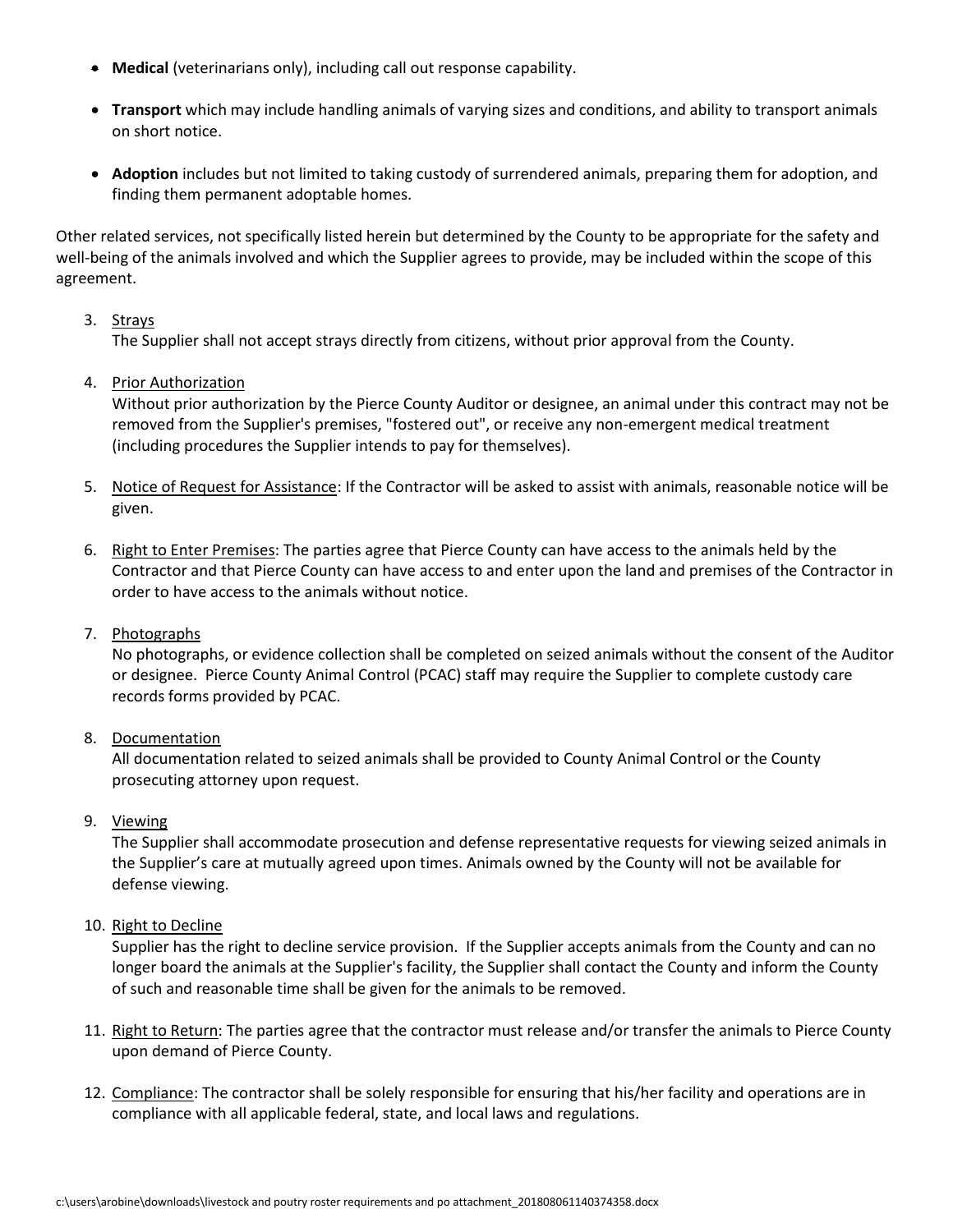- **Medical** (veterinarians only), including call out response capability.

- **Transport** which may include handling animals of varying sizes and conditions, and ability to transport animals on short notice.

- **Adoption** includes but not limited to taking custody of surrendered animals, preparing them for adoption, and finding them permanent adoptable homes.

Other related services, not specifically listed herein but determined by the County to be appropriate for the safety and well-being of the animals involved and which the Supplier agrees to provide, may be included within the scope of this agreement.

3. Strays
   The Supplier shall not accept strays directly from citizens, without prior approval from the County.

4. Prior Authorization
   Without prior authorization by the Pierce County Auditor or designee, an animal under this contract may not be removed from the Supplier's premises, "fostered out", or receive any non-emergent medical treatment (including procedures the Supplier intends to pay for themselves).

5. Notice of Request for Assistance: If the Contractor will be asked to assist with animals, reasonable notice will be given.

6. Right to Enter Premises: The parties agree that Pierce County can have access to the animals held by the Contractor and that Pierce County can have access to and enter upon the land and premises of the Contractor in order to have access to the animals without notice.

7. Photographs
   No photographs, or evidence collection shall be completed on seized animals without the consent of the Auditor or designee. Pierce County Animal Control (PCAC) staff may require the Supplier to complete custody care records forms provided by PCAC.

8. Documentation
   All documentation related to seized animals shall be provided to County Animal Control or the County prosecuting attorney upon request.

9. Viewing
   The Supplier shall accommodate prosecution and defense representative requests for viewing seized animals in the Supplier's care at mutually agreed upon times. Animals owned by the County will not be available for defense viewing.

10. Right to Decline
    Supplier has the right to decline service provision. If the Supplier accepts animals from the County and can no longer board the animals at the Supplier's facility, the Supplier shall contact the County and inform the County of such and reasonable time shall be given for the animals to be removed.

11. Right to Return: The parties agree that the contractor must release and/or transfer the animals to Pierce County upon demand of Pierce County.

12. Compliance: The contractor shall be solely responsible for ensuring that his/her facility and operations are in compliance with all applicable federal, state, and local laws and regulations.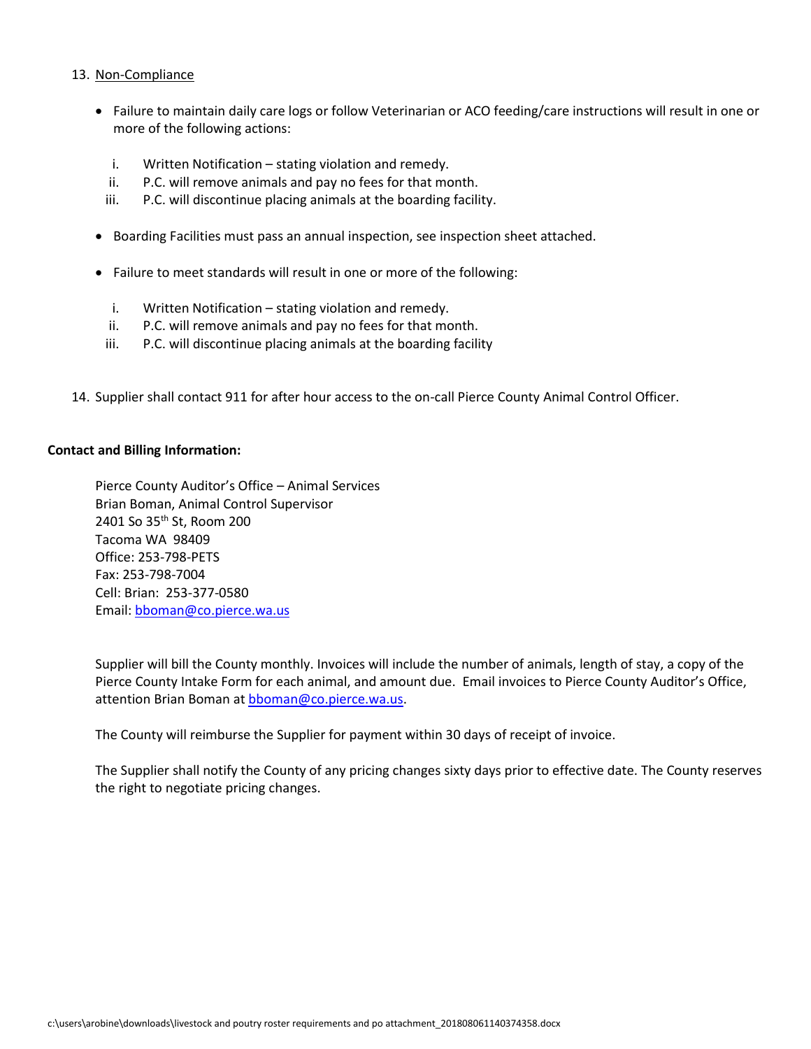13. <u>Non-Compliance</u>

    - Failure to maintain daily care logs or follow Veterinarian or ACO feeding/care instructions will result in one or more of the following actions:

        i. Written Notification – stating violation and remedy.
        ii. P.C. will remove animals and pay no fees for that month.
        iii. P.C. will discontinue placing animals at the boarding facility.

    - Boarding Facilities must pass an annual inspection, see inspection sheet attached.

    - Failure to meet standards will result in one or more of the following:

        i. Written Notification – stating violation and remedy.
        ii. P.C. will remove animals and pay no fees for that month.
        iii. P.C. will discontinue placing animals at the boarding facility

14. Supplier shall contact 911 for after hour access to the on-call Pierce County Animal Control Officer.

**Contact and Billing Information:**

Pierce County Auditor's Office – Animal Services
Brian Boman, Animal Control Supervisor
2401 So 35th St, Room 200
Tacoma WA 98409
Office: 253-798-PETS
Fax: 253-798-7004
Cell: Brian: 253-377-0580
Email: bboman@co.pierce.wa.us

Supplier will bill the County monthly. Invoices will include the number of animals, length of stay, a copy of the Pierce County Intake Form for each animal, and amount due. Email invoices to Pierce County Auditor's Office, attention Brian Boman at bboman@co.pierce.wa.us.

The County will reimburse the Supplier for payment within 30 days of receipt of invoice.

The Supplier shall notify the County of any pricing changes sixty days prior to effective date. The County reserves the right to negotiate pricing changes.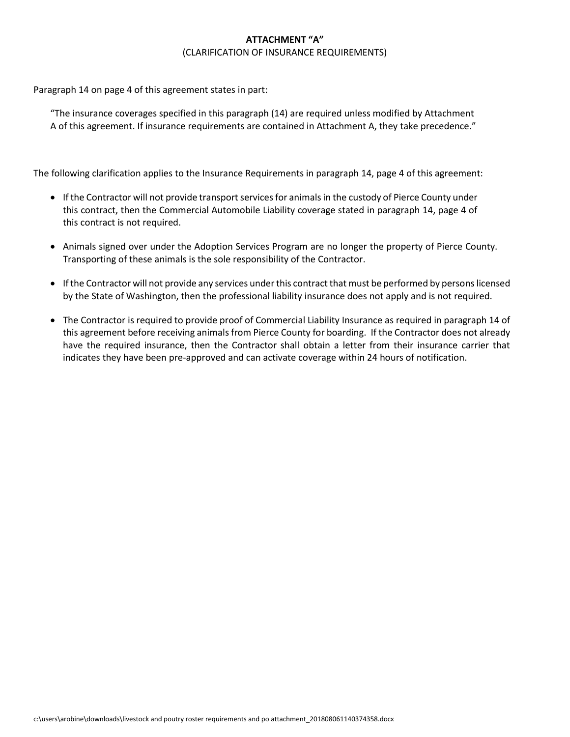**ATTACHMENT "A"**

(CLARIFICATION OF INSURANCE REQUIREMENTS)

Paragraph 14 on page 4 of this agreement states in part:

> "The insurance coverages specified in this paragraph (14) are required unless modified by Attachment A of this agreement. If insurance requirements are contained in Attachment A, they take precedence."

The following clarification applies to the Insurance Requirements in paragraph 14, page 4 of this agreement:

- If the Contractor will not provide transport services for animals in the custody of Pierce County under this contract, then the Commercial Automobile Liability coverage stated in paragraph 14, page 4 of this contract is not required.
- Animals signed over under the Adoption Services Program are no longer the property of Pierce County. Transporting of these animals is the sole responsibility of the Contractor.
- If the Contractor will not provide any services under this contract that must be performed by persons licensed by the State of Washington, then the professional liability insurance does not apply and is not required.
- The Contractor is required to provide proof of Commercial Liability Insurance as required in paragraph 14 of this agreement before receiving animals from Pierce County for boarding. If the Contractor does not already have the required insurance, then the Contractor shall obtain a letter from their insurance carrier that indicates they have been pre-approved and can activate coverage within 24 hours of notification.

c:\users\arobine\downloads\livestock and poutry roster requirements and po attachment_201808061140374358.docx